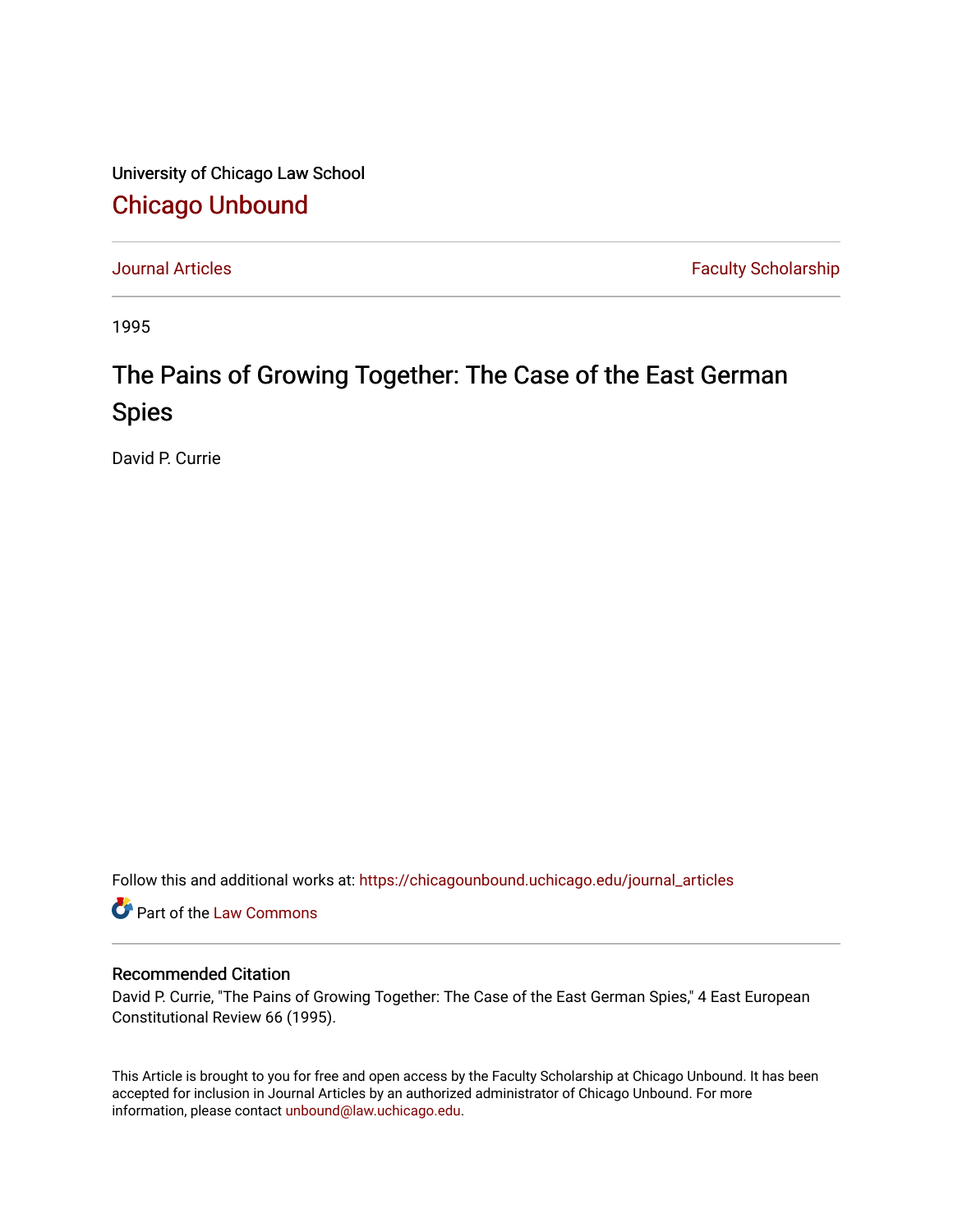University of Chicago Law School

# Chicago Unbound

Journal Articles | Faculty Scholarship

1995

# The Pains of Growing Together: The Case of the East German Spies

David P. Currie

Follow this and additional works at: https://chicagounbound.uchicago.edu/journal_articles

Part of the Law Commons

## Recommended Citation

David P. Currie, "The Pains of Growing Together: The Case of the East German Spies," 4 East European Constitutional Review 66 (1995).

This Article is brought to you for free and open access by the Faculty Scholarship at Chicago Unbound. It has been accepted for inclusion in Journal Articles by an authorized administrator of Chicago Unbound. For more information, please contact unbound@law.uchicago.edu.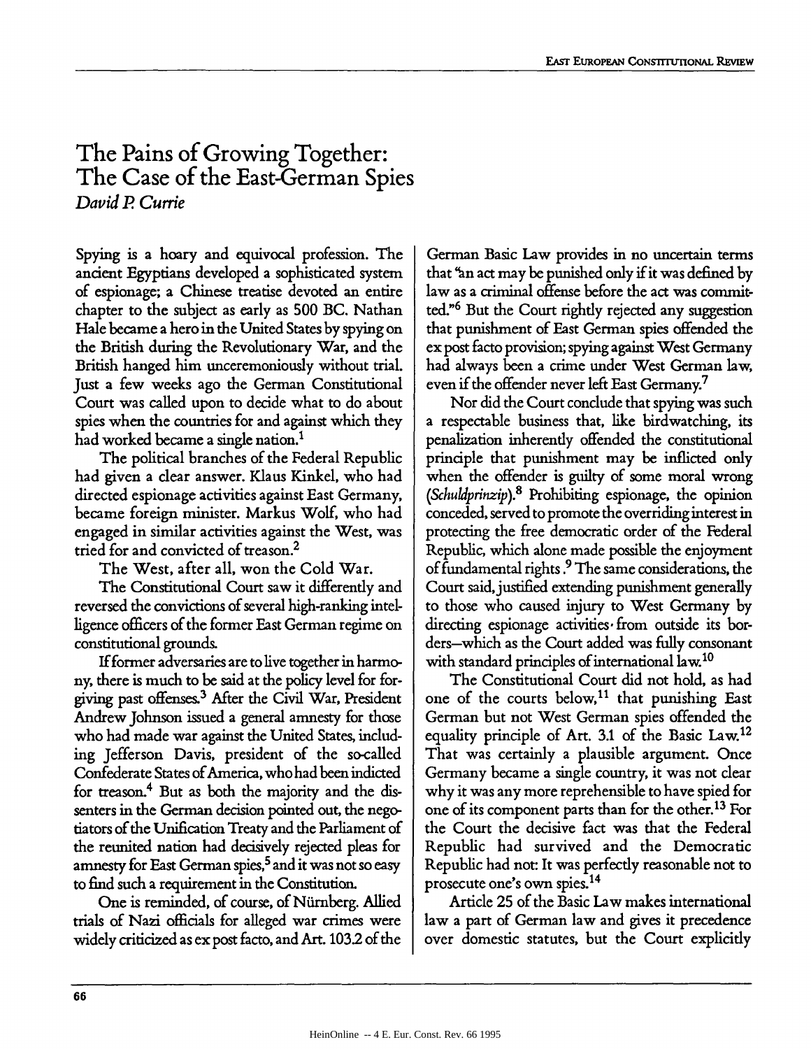# The Pains of Growing Together: The Case of the East-German Spies

*David P. Currie*

Spying is a hoary and equivocal profession. The ancient Egyptians developed a sophisticated system of espionage; a Chinese treatise devoted an entire chapter to the subject as early as 500 BC. Nathan Hale became a hero in the United States by spying on the British during the Revolutionary War, and the British hanged him unceremoniously without trial. Just a few weeks ago the German Constitutional Court was called upon to decide what to do about spies when the countries for and against which they had worked became a single nation.[1]

The political branches of the Federal Republic had given a clear answer. Klaus Kinkel, who had directed espionage activities against East Germany, became foreign minister. Markus Wolf, who had engaged in similar activities against the West, was tried for and convicted of treason.[2]

The West, after all, won the Cold War.

The Constitutional Court saw it differently and reversed the convictions of several high-ranking intelligence officers of the former East German regime on constitutional grounds.

If former adversaries are to live together in harmony, there is much to be said at the policy level for forgiving past offenses.[3] After the Civil War, President Andrew Johnson issued a general amnesty for those who had made war against the United States, including Jefferson Davis, president of the so-called Confederate States of America, who had been indicted for treason.[4] But as both the majority and the dissenters in the German decision pointed out, the negotiators of the Unification Treaty and the Parliament of the reunited nation had decisively rejected pleas for amnesty for East German spies,[5] and it was not so easy to find such a requirement in the Constitution.

One is reminded, of course, of Nürnberg. Allied trials of Nazi officials for alleged war crimes were widely criticized as ex post facto, and Art. 103.2 of the German Basic Law provides in no uncertain terms that "an act may be punished only if it was defined by law as a criminal offense before the act was committed."[6] But the Court rightly rejected any suggestion that punishment of East German spies offended the ex post facto provision; spying against West Germany had always been a crime under West German law, even if the offender never left East Germany.[7]

Nor did the Court conclude that spying was such a respectable business that, like birdwatching, its penalization inherently offended the constitutional principle that punishment may be inflicted only when the offender is guilty of some moral wrong (*Schuldprinzip*).[8] Prohibiting espionage, the opinion conceded, served to promote the overriding interest in protecting the free democratic order of the Federal Republic, which alone made possible the enjoyment of fundamental rights.[9] The same considerations, the Court said, justified extending punishment generally to those who caused injury to West Germany by directing espionage activities from outside its borders—which as the Court added was fully consonant with standard principles of international law.[10]

The Constitutional Court did not hold, as had one of the courts below,[11] that punishing East German but not West German spies offended the equality principle of Art. 3.1 of the Basic Law.[12] That was certainly a plausible argument. Once Germany became a single country, it was not clear why it was any more reprehensible to have spied for one of its component parts than for the other.[13] For the Court the decisive fact was that the Federal Republic had survived and the Democratic Republic had not: It was perfectly reasonable not to prosecute one's own spies.[14]

Article 25 of the Basic Law makes international law a part of German law and gives it precedence over domestic statutes, but the Court explicitly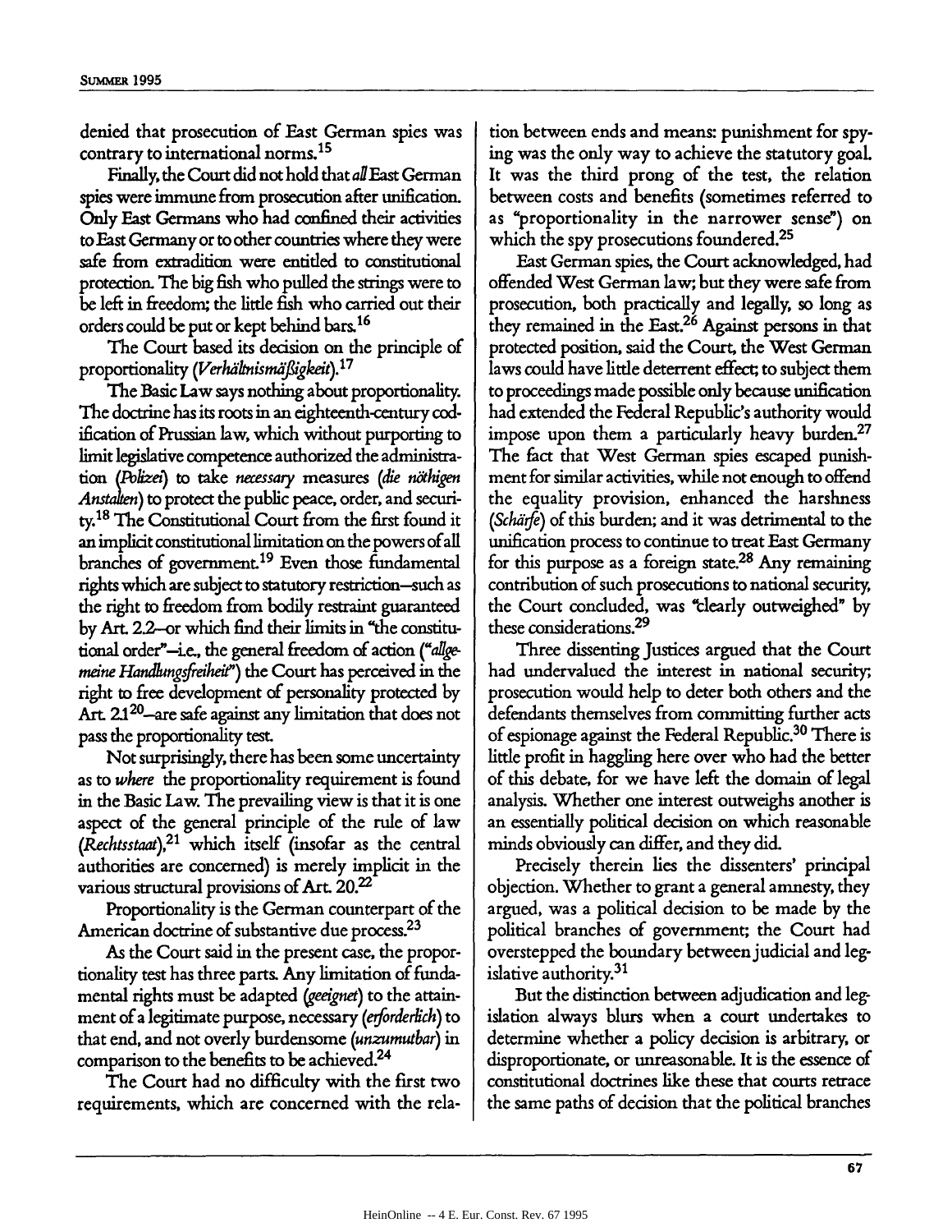denied that prosecution of East German spies was contrary to international norms.[15]

Finally, the Court did not hold that *all* East German spies were immune from prosecution after unification. Only East Germans who had confined their activities to East Germany or to other countries where they were safe from extradition were entitled to constitutional protection. The big fish who pulled the strings were to be left in freedom; the little fish who carried out their orders could be put or kept behind bars.[16]

The Court based its decision on the principle of proportionality (*Verhältnismäßigkeit*).[17]

The Basic Law says nothing about proportionality. The doctrine has its roots in an eighteenth-century codification of Prussian law, which without purporting to limit legislative competence authorized the administration (*Polizei*) to take *necessary* measures (*die nöthigen Anstalten*) to protect the public peace, order, and security.[18] The Constitutional Court from the first found it an implicit constitutional limitation on the powers of all branches of government.[19] Even those fundamental rights which are subject to statutory restriction—such as the right to freedom from bodily restraint guaranteed by Art. 2.2—or which find their limits in "the constitutional order"—i.e., the general freedom of action ("*allgemeine Handlungsfreiheit*") the Court has perceived in the right to free development of personality protected by Art. 2.1[20]—are safe against any limitation that does not pass the proportionality test.

Not surprisingly, there has been some uncertainty as to *where* the proportionality requirement is found in the Basic Law. The prevailing view is that it is one aspect of the general principle of the rule of law (*Rechtsstaat*),[21] which itself (insofar as the central authorities are concerned) is merely implicit in the various structural provisions of Art. 20.[22]

Proportionality is the German counterpart of the American doctrine of substantive due process.[23]

As the Court said in the present case, the proportionality test has three parts. Any limitation of fundamental rights must be adapted (*geeignet*) to the attainment of a legitimate purpose, necessary (*erforderlich*) to that end, and not overly burdensome (*unzumutbar*) in comparison to the benefits to be achieved.[24]

The Court had no difficulty with the first two requirements, which are concerned with the relation between ends and means: punishment for spying was the only way to achieve the statutory goal. It was the third prong of the test, the relation between costs and benefits (sometimes referred to as "proportionality in the narrower sense") on which the spy prosecutions foundered.[25]

East German spies, the Court acknowledged, had offended West German law; but they were safe from prosecution, both practically and legally, so long as they remained in the East.[26] Against persons in that protected position, said the Court, the West German laws could have little deterrent effect; to subject them to proceedings made possible only because unification had extended the Federal Republic's authority would impose upon them a particularly heavy burden.[27] The fact that West German spies escaped punishment for similar activities, while not enough to offend the equality provision, enhanced the harshness (*Schärfe*) of this burden; and it was detrimental to the unification process to continue to treat East Germany for this purpose as a foreign state.[28] Any remaining contribution of such prosecutions to national security, the Court concluded, was "clearly outweighed" by these considerations.[29]

Three dissenting Justices argued that the Court had undervalued the interest in national security; prosecution would help to deter both others and the defendants themselves from committing further acts of espionage against the Federal Republic.[30] There is little profit in haggling here over who had the better of this debate, for we have left the domain of legal analysis. Whether one interest outweighs another is an essentially political decision on which reasonable minds obviously can differ, and they did.

Precisely therein lies the dissenters' principal objection. Whether to grant a general amnesty, they argued, was a political decision to be made by the political branches of government; the Court had overstepped the boundary between judicial and legislative authority.[31]

But the distinction between adjudication and legislation always blurs when a court undertakes to determine whether a policy decision is arbitrary, or disproportionate, or unreasonable. It is the essence of constitutional doctrines like these that courts retrace the same paths of decision that the political branches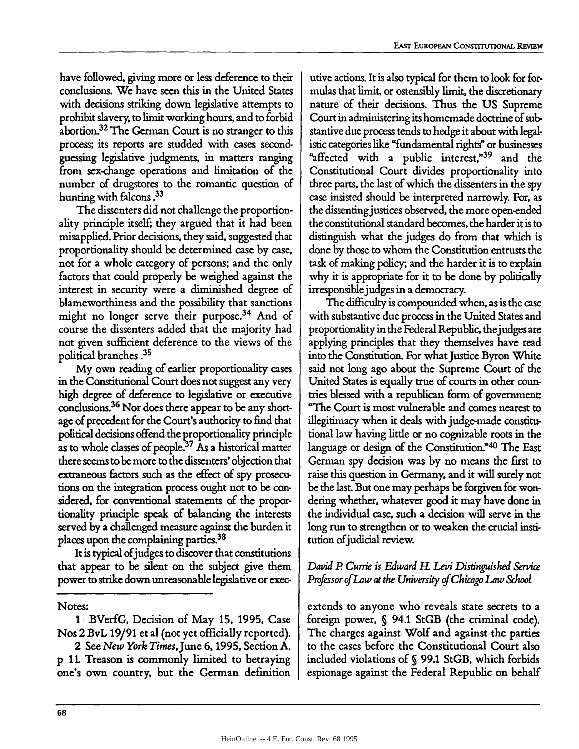have followed, giving more or less deference to their conclusions. We have seen this in the United States with decisions striking down legislative attempts to prohibit slavery, to limit working hours, and to forbid abortion.[32] The German Court is no stranger to this process; its reports are studded with cases second-guessing legislative judgments, in matters ranging from sex-change operations and limitation of the number of drugstores to the romantic question of hunting with falcons.[33]

The dissenters did not challenge the proportionality principle itself; they argued that it had been misapplied. Prior decisions, they said, suggested that proportionality should be determined case by case, not for a whole category of persons; and the only factors that could properly be weighed against the interest in security were a diminished degree of blameworthiness and the possibility that sanctions might no longer serve their purpose.[34] And of course the dissenters added that the majority had not given sufficient deference to the views of the political branches.[35]

My own reading of earlier proportionality cases in the Constitutional Court does not suggest any very high degree of deference to legislative or executive conclusions.[36] Nor does there appear to be any shortage of precedent for the Court's authority to find that political decisions offend the proportionality principle as to whole classes of people.[37] As a historical matter there seems to be more to the dissenters' objection that extraneous factors such as the effect of spy prosecutions on the integration process ought not to be considered, for conventional statements of the proportionality principle speak of balancing the interests served by a challenged measure against the burden it places upon the complaining parties.[38]

It is typical of judges to discover that constitutions that appear to be silent on the subject give them power to strike down unreasonable legislative or executive actions. It is also typical for them to look for formulas that limit, or ostensibly limit, the discretionary nature of their decisions. Thus the US Supreme Court in administering its homemade doctrine of substantive due process tends to hedge it about with legalistic categories like "fundamental rights" or businesses "affected with a public interest,"[39] and the Constitutional Court divides proportionality into three parts, the last of which the dissenters in the spy case insisted should be interpreted narrowly. For, as the dissenting justices observed, the more open-ended the constitutional standard becomes, the harder it is to distinguish what the judges do from that which is done by those to whom the Constitution entrusts the task of making policy; and the harder it is to explain why it is appropriate for it to be done by politically irresponsible judges in a democracy.

The difficulty is compounded when, as is the case with substantive due process in the United States and proportionality in the Federal Republic, the judges are applying principles that they themselves have read into the Constitution. For what Justice Byron White said not long ago about the Supreme Court of the United States is equally true of courts in other countries blessed with a republican form of government: "The Court is most vulnerable and comes nearest to illegitimacy when it deals with judge-made constitutional law having little or no cognizable roots in the language or design of the Constitution."[40] The East German spy decision was by no means the first to raise this question in Germany, and it will surely not be the last. But one may perhaps be forgiven for wondering whether, whatever good it may have done in the individual case, such a decision will serve in the long run to strengthen or to weaken the crucial institution of judicial review.

*David P. Currie is Edward H. Levi Distinguished Service Professor of Law at the University of Chicago Law School*

---

Notes:

1 BVerfG, Decision of May 15, 1995, Case Nos 2 BvL 19/91 et al (not yet officially reported).

2 See *New York Times*, June 6, 1995, Section A, p 11. Treason is commonly limited to betraying one's own country, but the German definition extends to anyone who reveals state secrets to a foreign power, § 94.1 StGB (the criminal code). The charges against Wolf and against the parties to the cases before the Constitutional Court also included violations of § 99.1 StGB, which forbids espionage against the Federal Republic on behalf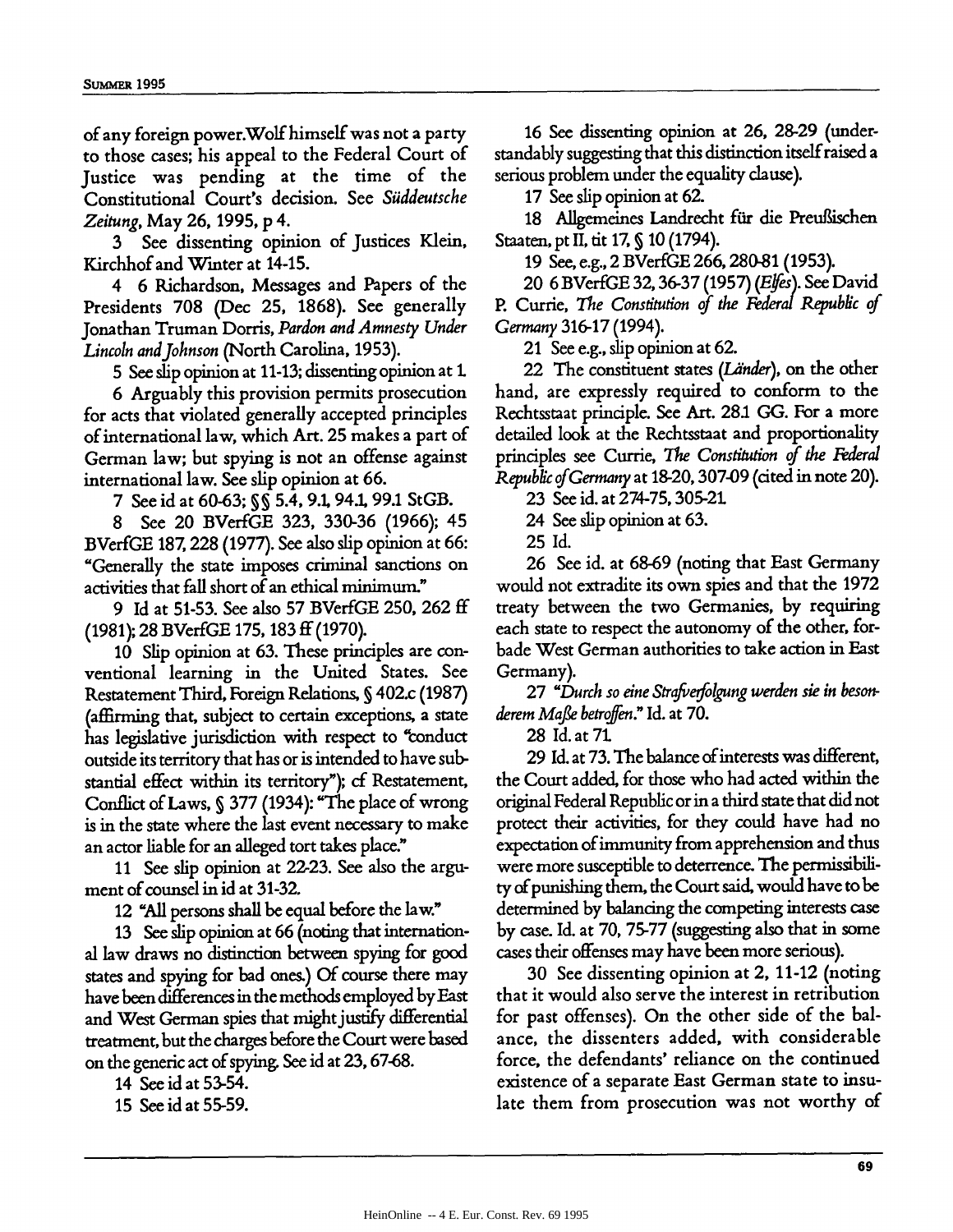of any foreign power. Wolf himself was not a party to those cases; his appeal to the Federal Court of Justice was pending at the time of the Constitutional Court's decision. See *Süddeutsche Zeitung*, May 26, 1995, p 4.

3 See dissenting opinion of Justices Klein, Kirchhof and Winter at 14-15.

4 6 Richardson, Messages and Papers of the Presidents 708 (Dec 25, 1868). See generally Jonathan Truman Dorris, *Pardon and Amnesty Under Lincoln and Johnson* (North Carolina, 1953).

5 See slip opinion at 11-13; dissenting opinion at 1.

6 Arguably this provision permits prosecution for acts that violated generally accepted principles of international law, which Art. 25 makes a part of German law; but spying is not an offense against international law. See slip opinion at 66.

7 See id at 60-63; §§ 5.4, 9.1, 94.1, 99.1 StGB.

8 See 20 BVerfGE 323, 330-36 (1966); 45 BVerfGE 187, 228 (1977). See also slip opinion at 66: "Generally the state imposes criminal sanctions on activities that fall short of an ethical minimum."

9 Id at 51-53. See also 57 BVerfGE 250, 262 ff (1981); 28 BVerfGE 175, 183 ff (1970).

10 Slip opinion at 63. These principles are conventional learning in the United States. See Restatement Third, Foreign Relations, § 402.c (1987) (affirming that, subject to certain exceptions, a state has legislative jurisdiction with respect to "conduct outside its territory that has or is intended to have substantial effect within its territory"); cf Restatement, Conflict of Laws, § 377 (1934): "The place of wrong is in the state where the last event necessary to make an actor liable for an alleged tort takes place."

11 See slip opinion at 22-23. See also the argument of counsel in id at 31-32.

12 "All persons shall be equal before the law."

13 See slip opinion at 66 (noting that international law draws no distinction between spying for good states and spying for bad ones.) Of course there may have been differences in the methods employed by East and West German spies that might justify differential treatment, but the charges before the Court were based on the generic act of spying. See id at 23, 67-68.

14 See id at 53-54.

15 See id at 55-59.

16 See dissenting opinion at 26, 28-29 (understandably suggesting that this distinction itself raised a serious problem under the equality clause).

17 See slip opinion at 62.

18 Allgemeines Landrecht für die Preußischen Staaten, pt II, tit 17, § 10 (1794).

19 See, e.g., 2 BVerfGE 266, 280-81 (1953).

20 6 BVerfGE 32, 36-37 (1957) (*Elfes*). See David P. Currie, *The Constitution of the Federal Republic of Germany* 316-17 (1994).

21 See e.g., slip opinion at 62.

22 The constituent states (*Länder*), on the other hand, are expressly required to conform to the Rechtsstaat principle. See Art. 28.1 GG. For a more detailed look at the Rechtsstaat and proportionality principles see Currie, *The Constitution of the Federal Republic of Germany* at 18-20, 307-09 (cited in note 20).

23 See id. at 274-75, 305-21.

24 See slip opinion at 63.

25 Id.

26 See id. at 68-69 (noting that East Germany would not extradite its own spies and that the 1972 treaty between the two Germanies, by requiring each state to respect the autonomy of the other, forbade West German authorities to take action in East Germany).

27 "*Durch so eine Strafverfolgung werden sie in besonderem Maße betroffen.*" Id. at 70.

28 Id. at 71.

29 Id. at 73. The balance of interests was different, the Court added, for those who had acted within the original Federal Republic or in a third state that did not protect their activities, for they could have had no expectation of immunity from apprehension and thus were more susceptible to deterrence. The permissibility of punishing them, the Court said, would have to be determined by balancing the competing interests case by case. Id. at 70, 75-77 (suggesting also that in some cases their offenses may have been more serious).

30 See dissenting opinion at 2, 11-12 (noting that it would also serve the interest in retribution for past offenses). On the other side of the balance, the dissenters added, with considerable force, the defendants' reliance on the continued existence of a separate East German state to insulate them from prosecution was not worthy of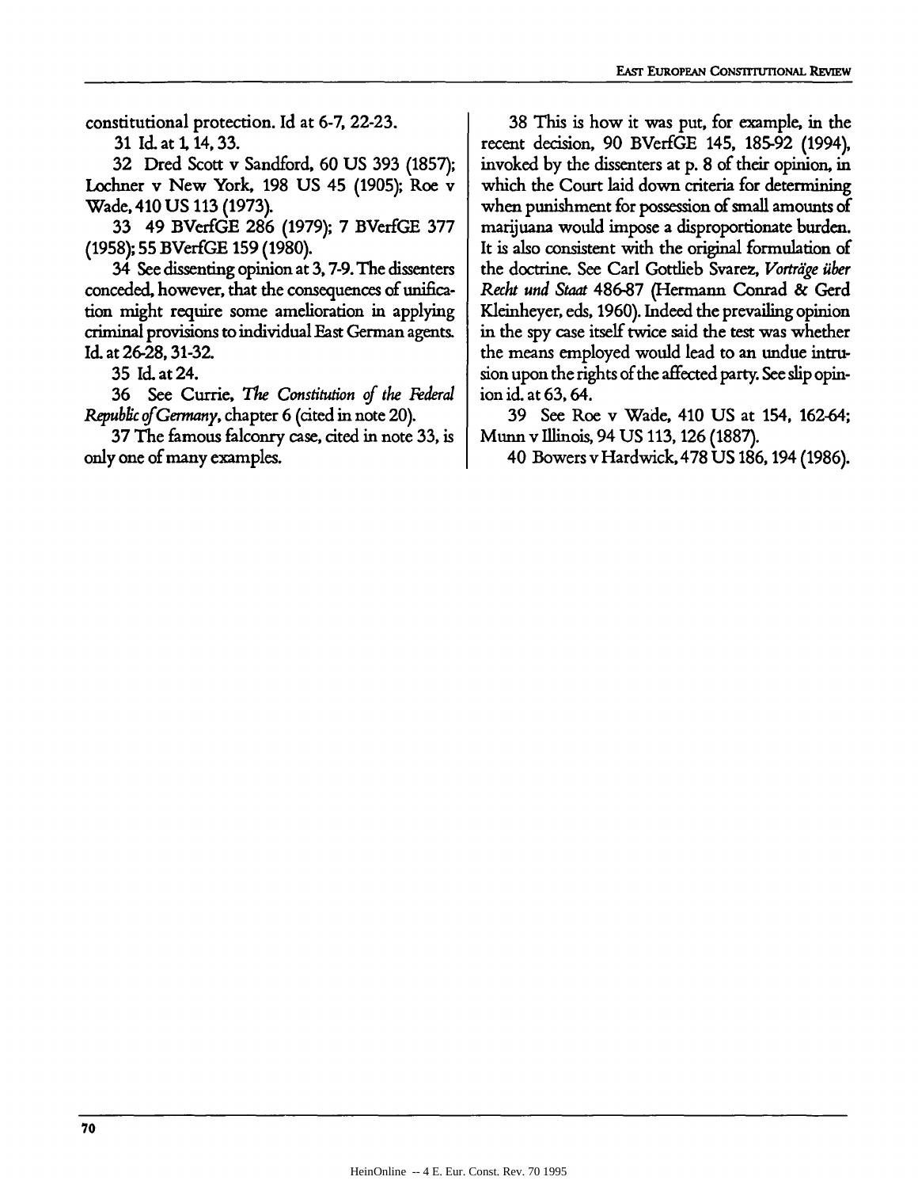constitutional protection. Id at 6-7, 22-23.

31 Id. at 1, 14, 33.

32 Dred Scott v Sandford, 60 US 393 (1857); Lochner v New York, 198 US 45 (1905); Roe v Wade, 410 US 113 (1973).

33 49 BVerfGE 286 (1979); 7 BVerfGE 377 (1958); 55 BVerfGE 159 (1980).

34 See dissenting opinion at 3, 7-9. The dissenters conceded, however, that the consequences of unification might require some amelioration in applying criminal provisions to individual East German agents. Id. at 26-28, 31-32.

35 Id. at 24.

36 See Currie, *The Constitution of the Federal Republic of Germany*, chapter 6 (cited in note 20).

37 The famous falconry case, cited in note 33, is only one of many examples.

38 This is how it was put, for example, in the recent decision, 90 BVerfGE 145, 185-92 (1994), invoked by the dissenters at p. 8 of their opinion, in which the Court laid down criteria for determining when punishment for possession of small amounts of marijuana would impose a disproportionate burden. It is also consistent with the original formulation of the doctrine. See Carl Gottlieb Svarez, *Vorträge über Recht und Staat* 486-87 (Hermann Conrad & Gerd Kleinheyer, eds, 1960). Indeed the prevailing opinion in the spy case itself twice said the test was whether the means employed would lead to an undue intrusion upon the rights of the affected party. See slip opinion id. at 63, 64.

39 See Roe v Wade, 410 US at 154, 162-64; Munn v Illinois, 94 US 113, 126 (1887).

40 Bowers v Hardwick, 478 US 186, 194 (1986).